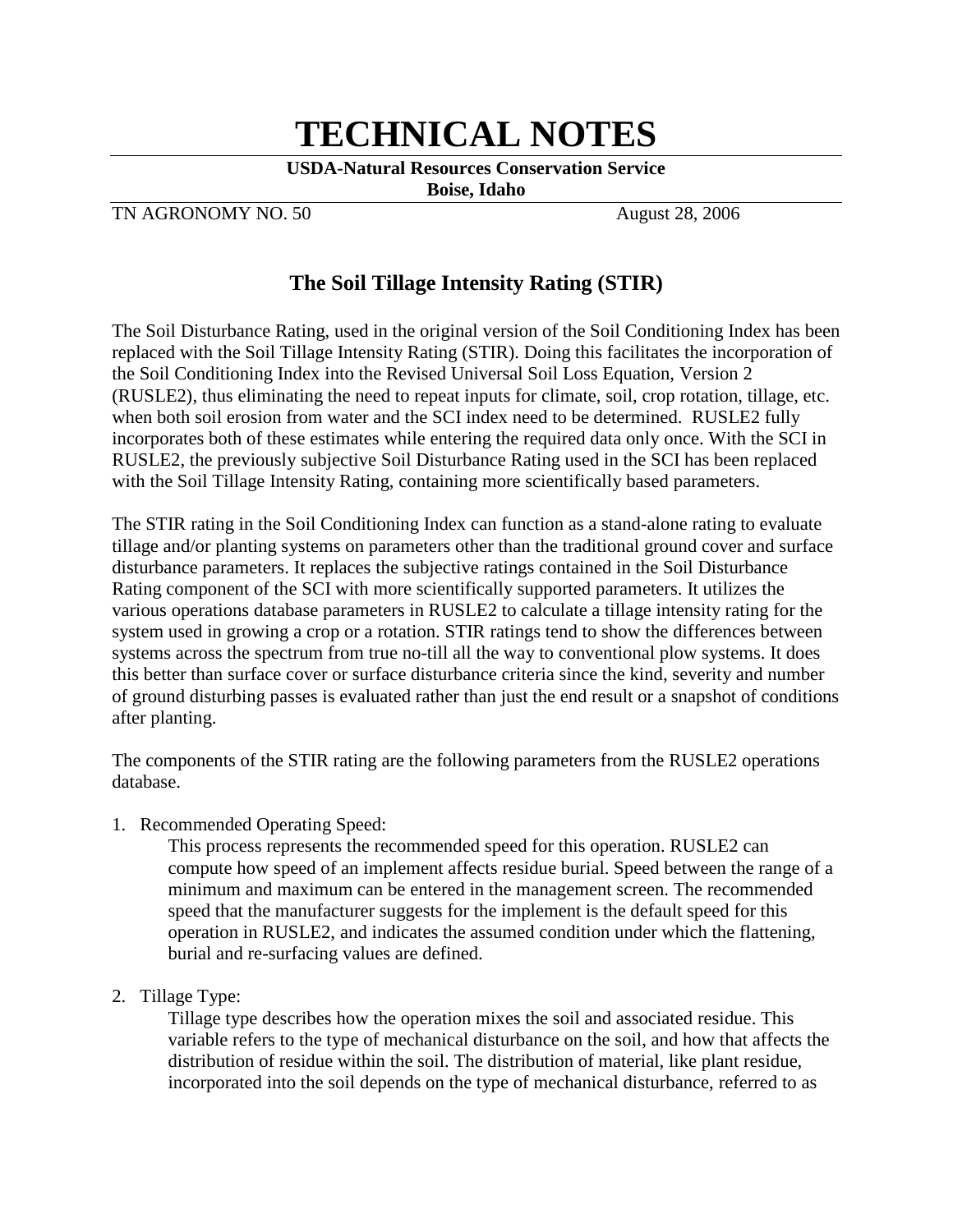# TECHNICAL NOTES

**USDA-Natural Resources Conservation Service**
**Boise, Idaho**

TN AGRONOMY NO. 50 August 28, 2006

## The Soil Tillage Intensity Rating (STIR)

The Soil Disturbance Rating, used in the original version of the Soil Conditioning Index has been replaced with the Soil Tillage Intensity Rating (STIR). Doing this facilitates the incorporation of the Soil Conditioning Index into the Revised Universal Soil Loss Equation, Version 2 (RUSLE2), thus eliminating the need to repeat inputs for climate, soil, crop rotation, tillage, etc. when both soil erosion from water and the SCI index need to be determined. RUSLE2 fully incorporates both of these estimates while entering the required data only once. With the SCI in RUSLE2, the previously subjective Soil Disturbance Rating used in the SCI has been replaced with the Soil Tillage Intensity Rating, containing more scientifically based parameters.

The STIR rating in the Soil Conditioning Index can function as a stand-alone rating to evaluate tillage and/or planting systems on parameters other than the traditional ground cover and surface disturbance parameters. It replaces the subjective ratings contained in the Soil Disturbance Rating component of the SCI with more scientifically supported parameters. It utilizes the various operations database parameters in RUSLE2 to calculate a tillage intensity rating for the system used in growing a crop or a rotation. STIR ratings tend to show the differences between systems across the spectrum from true no-till all the way to conventional plow systems. It does this better than surface cover or surface disturbance criteria since the kind, severity and number of ground disturbing passes is evaluated rather than just the end result or a snapshot of conditions after planting.

The components of the STIR rating are the following parameters from the RUSLE2 operations database.

1. Recommended Operating Speed:

   This process represents the recommended speed for this operation. RUSLE2 can compute how speed of an implement affects residue burial. Speed between the range of a minimum and maximum can be entered in the management screen. The recommended speed that the manufacturer suggests for the implement is the default speed for this operation in RUSLE2, and indicates the assumed condition under which the flattening, burial and re-surfacing values are defined.

2. Tillage Type:

   Tillage type describes how the operation mixes the soil and associated residue. This variable refers to the type of mechanical disturbance on the soil, and how that affects the distribution of residue within the soil. The distribution of material, like plant residue, incorporated into the soil depends on the type of mechanical disturbance, referred to as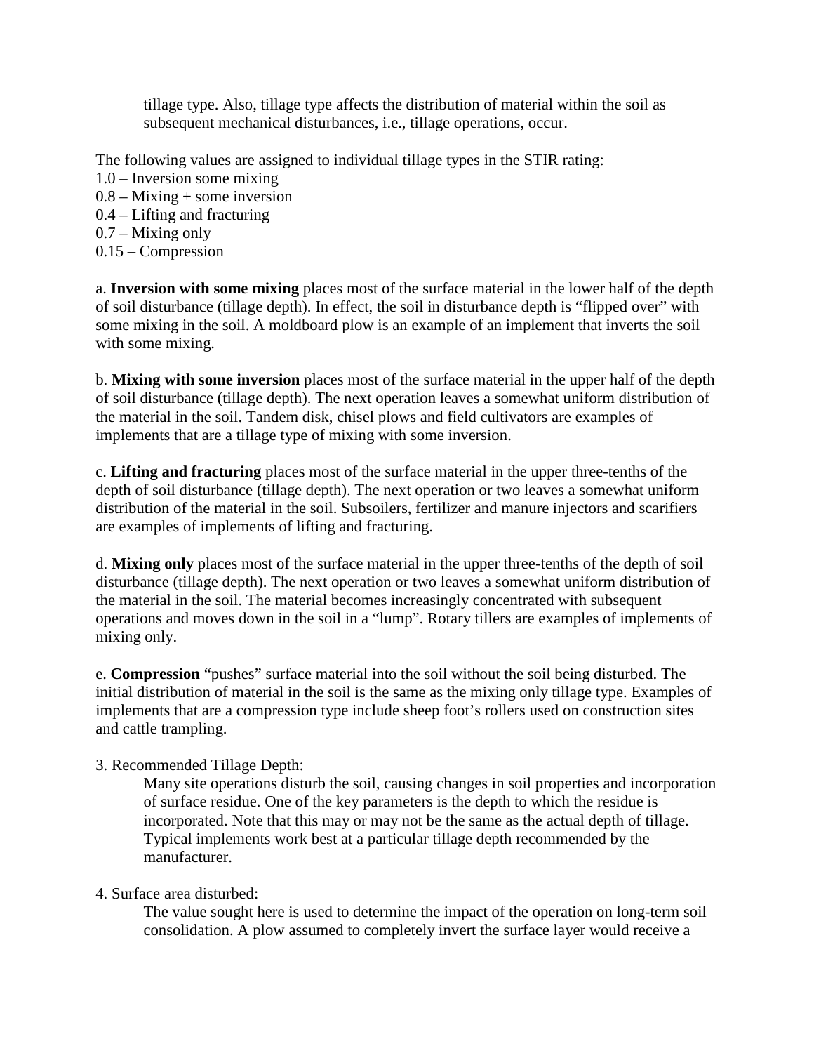tillage type. Also, tillage type affects the distribution of material within the soil as subsequent mechanical disturbances, i.e., tillage operations, occur.

The following values are assigned to individual tillage types in the STIR rating:

1.0 – Inversion some mixing
0.8 – Mixing + some inversion
0.4 – Lifting and fracturing
0.7 – Mixing only
0.15 – Compression

a. **Inversion with some mixing** places most of the surface material in the lower half of the depth of soil disturbance (tillage depth). In effect, the soil in disturbance depth is "flipped over" with some mixing in the soil. A moldboard plow is an example of an implement that inverts the soil with some mixing.

b. **Mixing with some inversion** places most of the surface material in the upper half of the depth of soil disturbance (tillage depth). The next operation leaves a somewhat uniform distribution of the material in the soil. Tandem disk, chisel plows and field cultivators are examples of implements that are a tillage type of mixing with some inversion.

c. **Lifting and fracturing** places most of the surface material in the upper three-tenths of the depth of soil disturbance (tillage depth). The next operation or two leaves a somewhat uniform distribution of the material in the soil. Subsoilers, fertilizer and manure injectors and scarifiers are examples of implements of lifting and fracturing.

d. **Mixing only** places most of the surface material in the upper three-tenths of the depth of soil disturbance (tillage depth). The next operation or two leaves a somewhat uniform distribution of the material in the soil. The material becomes increasingly concentrated with subsequent operations and moves down in the soil in a "lump". Rotary tillers are examples of implements of mixing only.

e. **Compression** "pushes" surface material into the soil without the soil being disturbed. The initial distribution of material in the soil is the same as the mixing only tillage type. Examples of implements that are a compression type include sheep foot's rollers used on construction sites and cattle trampling.

3. Recommended Tillage Depth:

Many site operations disturb the soil, causing changes in soil properties and incorporation of surface residue. One of the key parameters is the depth to which the residue is incorporated. Note that this may or may not be the same as the actual depth of tillage. Typical implements work best at a particular tillage depth recommended by the manufacturer.

4. Surface area disturbed:

The value sought here is used to determine the impact of the operation on long-term soil consolidation. A plow assumed to completely invert the surface layer would receive a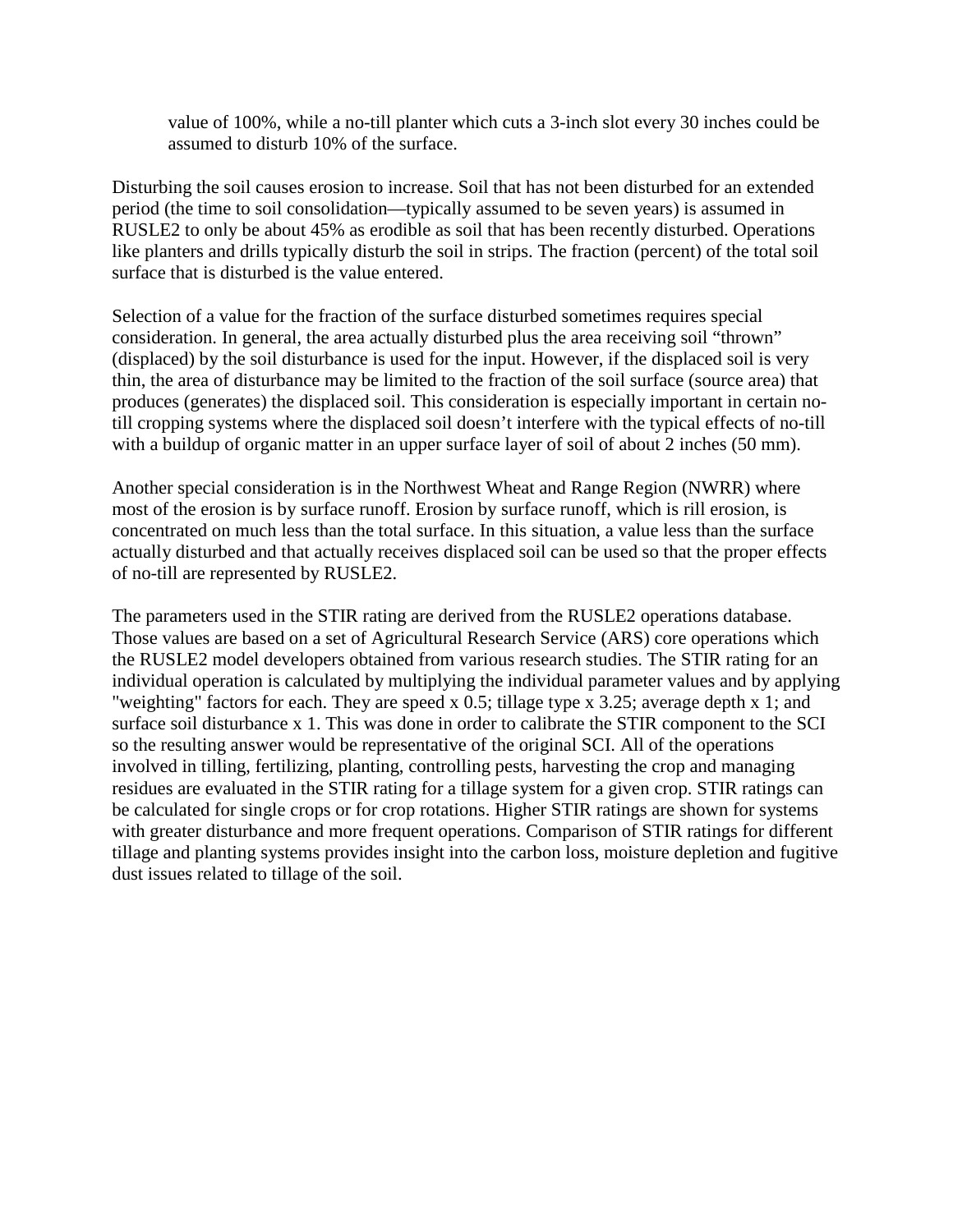value of 100%, while a no-till planter which cuts a 3-inch slot every 30 inches could be assumed to disturb 10% of the surface.

Disturbing the soil causes erosion to increase. Soil that has not been disturbed for an extended period (the time to soil consolidation—typically assumed to be seven years) is assumed in RUSLE2 to only be about 45% as erodible as soil that has been recently disturbed. Operations like planters and drills typically disturb the soil in strips. The fraction (percent) of the total soil surface that is disturbed is the value entered.

Selection of a value for the fraction of the surface disturbed sometimes requires special consideration. In general, the area actually disturbed plus the area receiving soil "thrown" (displaced) by the soil disturbance is used for the input. However, if the displaced soil is very thin, the area of disturbance may be limited to the fraction of the soil surface (source area) that produces (generates) the displaced soil. This consideration is especially important in certain no-till cropping systems where the displaced soil doesn't interfere with the typical effects of no-till with a buildup of organic matter in an upper surface layer of soil of about 2 inches (50 mm).

Another special consideration is in the Northwest Wheat and Range Region (NWRR) where most of the erosion is by surface runoff. Erosion by surface runoff, which is rill erosion, is concentrated on much less than the total surface. In this situation, a value less than the surface actually disturbed and that actually receives displaced soil can be used so that the proper effects of no-till are represented by RUSLE2.

The parameters used in the STIR rating are derived from the RUSLE2 operations database. Those values are based on a set of Agricultural Research Service (ARS) core operations which the RUSLE2 model developers obtained from various research studies. The STIR rating for an individual operation is calculated by multiplying the individual parameter values and by applying "weighting" factors for each. They are speed x 0.5; tillage type x 3.25; average depth x 1; and surface soil disturbance x 1. This was done in order to calibrate the STIR component to the SCI so the resulting answer would be representative of the original SCI. All of the operations involved in tilling, fertilizing, planting, controlling pests, harvesting the crop and managing residues are evaluated in the STIR rating for a tillage system for a given crop. STIR ratings can be calculated for single crops or for crop rotations. Higher STIR ratings are shown for systems with greater disturbance and more frequent operations. Comparison of STIR ratings for different tillage and planting systems provides insight into the carbon loss, moisture depletion and fugitive dust issues related to tillage of the soil.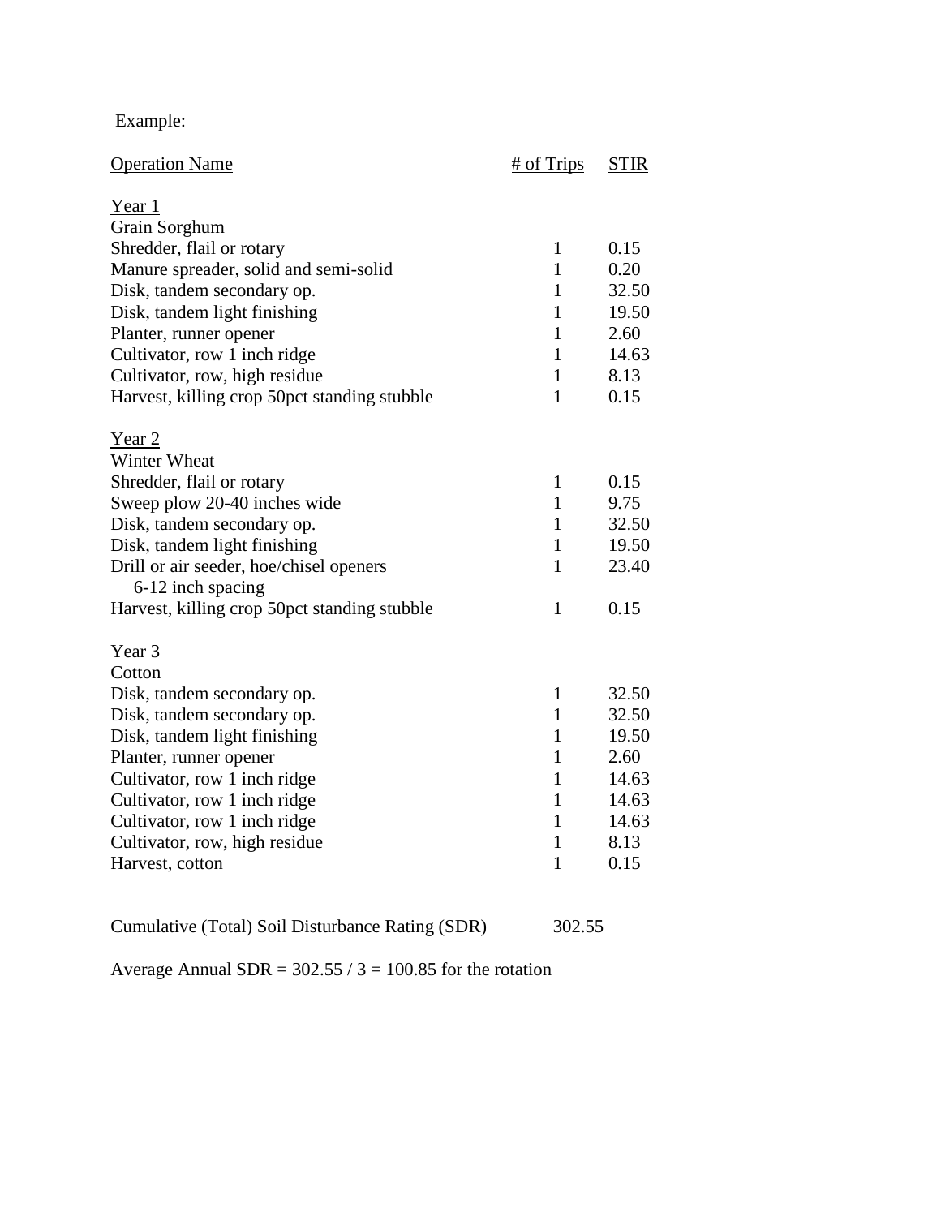Example:

| Operation Name | # of Trips | STIR |
|---|---|---|
| Year 1 | | |
| Grain Sorghum | | |
| Shredder, flail or rotary | 1 | 0.15 |
| Manure spreader, solid and semi-solid | 1 | 0.20 |
| Disk, tandem secondary op. | 1 | 32.50 |
| Disk, tandem light finishing | 1 | 19.50 |
| Planter, runner opener | 1 | 2.60 |
| Cultivator, row 1 inch ridge | 1 | 14.63 |
| Cultivator, row, high residue | 1 | 8.13 |
| Harvest, killing crop 50pct standing stubble | 1 | 0.15 |
| Year 2 | | |
| Winter Wheat | | |
| Shredder, flail or rotary | 1 | 0.15 |
| Sweep plow 20-40 inches wide | 1 | 9.75 |
| Disk, tandem secondary op. | 1 | 32.50 |
| Disk, tandem light finishing | 1 | 19.50 |
| Drill or air seeder, hoe/chisel openers 6-12 inch spacing | 1 | 23.40 |
| Harvest, killing crop 50pct standing stubble | 1 | 0.15 |
| Year 3 | | |
| Cotton | | |
| Disk, tandem secondary op. | 1 | 32.50 |
| Disk, tandem secondary op. | 1 | 32.50 |
| Disk, tandem light finishing | 1 | 19.50 |
| Planter, runner opener | 1 | 2.60 |
| Cultivator, row 1 inch ridge | 1 | 14.63 |
| Cultivator, row 1 inch ridge | 1 | 14.63 |
| Cultivator, row 1 inch ridge | 1 | 14.63 |
| Cultivator, row, high residue | 1 | 8.13 |
| Harvest, cotton | 1 | 0.15 |

Cumulative (Total) Soil Disturbance Rating (SDR) 302.55

Average Annual SDR = 302.55 / 3 = 100.85 for the rotation